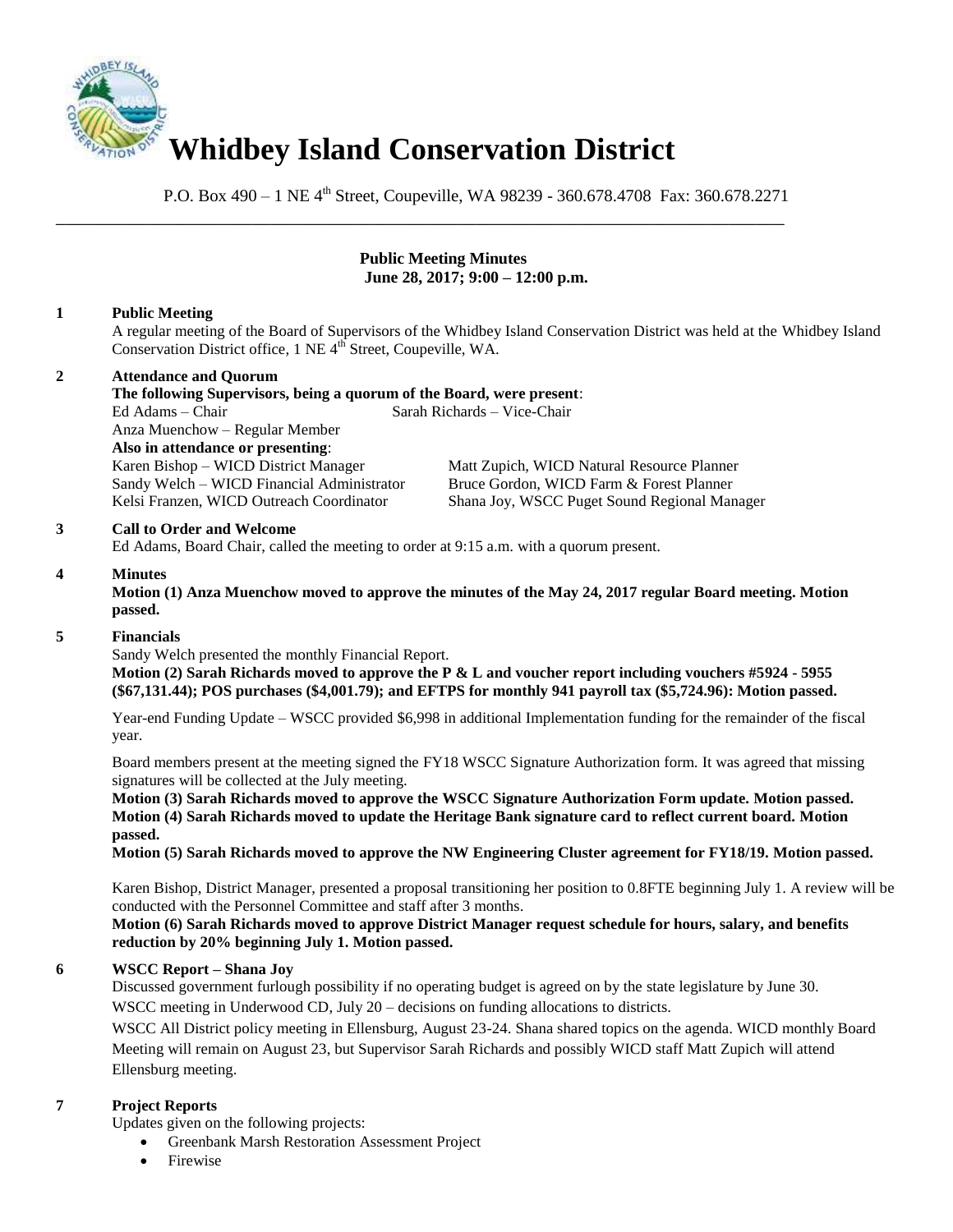# Whidbey Island Conservation District

P.O. Box 490 – 1 NE 4th Street, Coupeville, WA 98239 - 360.678.4708 Fax: 360.678.2271

---

**Public Meeting Minutes**
**June 28, 2017; 9:00 – 12:00 p.m.**

**1 Public Meeting**

A regular meeting of the Board of Supervisors of the Whidbey Island Conservation District was held at the Whidbey Island Conservation District office, 1 NE 4th Street, Coupeville, WA.

**2 Attendance and Quorum**

**The following Supervisors, being a quorum of the Board, were present**:

Ed Adams – Chair
Sarah Richards – Vice-Chair
Anza Muenchow – Regular Member

**Also in attendance or presenting**:

Karen Bishop – WICD District Manager
Sandy Welch – WICD Financial Administrator
Kelsi Franzen, WICD Outreach Coordinator
Matt Zupich, WICD Natural Resource Planner
Bruce Gordon, WICD Farm & Forest Planner
Shana Joy, WSCC Puget Sound Regional Manager

**3 Call to Order and Welcome**

Ed Adams, Board Chair, called the meeting to order at 9:15 a.m. with a quorum present.

**4 Minutes**

**Motion (1) Anza Muenchow moved to approve the minutes of the May 24, 2017 regular Board meeting. Motion passed.**

**5 Financials**

Sandy Welch presented the monthly Financial Report.

**Motion (2) Sarah Richards moved to approve the P & L and voucher report including vouchers #5924 - 5955 ($67,131.44); POS purchases ($4,001.79); and EFTPS for monthly 941 payroll tax ($5,724.96): Motion passed.**

Year-end Funding Update – WSCC provided $6,998 in additional Implementation funding for the remainder of the fiscal year.

Board members present at the meeting signed the FY18 WSCC Signature Authorization form. It was agreed that missing signatures will be collected at the July meeting.

**Motion (3) Sarah Richards moved to approve the WSCC Signature Authorization Form update. Motion passed.**

**Motion (4) Sarah Richards moved to update the Heritage Bank signature card to reflect current board. Motion passed.**

**Motion (5) Sarah Richards moved to approve the NW Engineering Cluster agreement for FY18/19. Motion passed.**

Karen Bishop, District Manager, presented a proposal transitioning her position to 0.8FTE beginning July 1. A review will be conducted with the Personnel Committee and staff after 3 months.

**Motion (6) Sarah Richards moved to approve District Manager request schedule for hours, salary, and benefits reduction by 20% beginning July 1. Motion passed.**

**6 WSCC Report – Shana Joy**

Discussed government furlough possibility if no operating budget is agreed on by the state legislature by June 30.

WSCC meeting in Underwood CD, July 20 – decisions on funding allocations to districts.

WSCC All District policy meeting in Ellensburg, August 23-24. Shana shared topics on the agenda. WICD monthly Board Meeting will remain on August 23, but Supervisor Sarah Richards and possibly WICD staff Matt Zupich will attend Ellensburg meeting.

**7 Project Reports**

Updates given on the following projects:

- Greenbank Marsh Restoration Assessment Project
- Firewise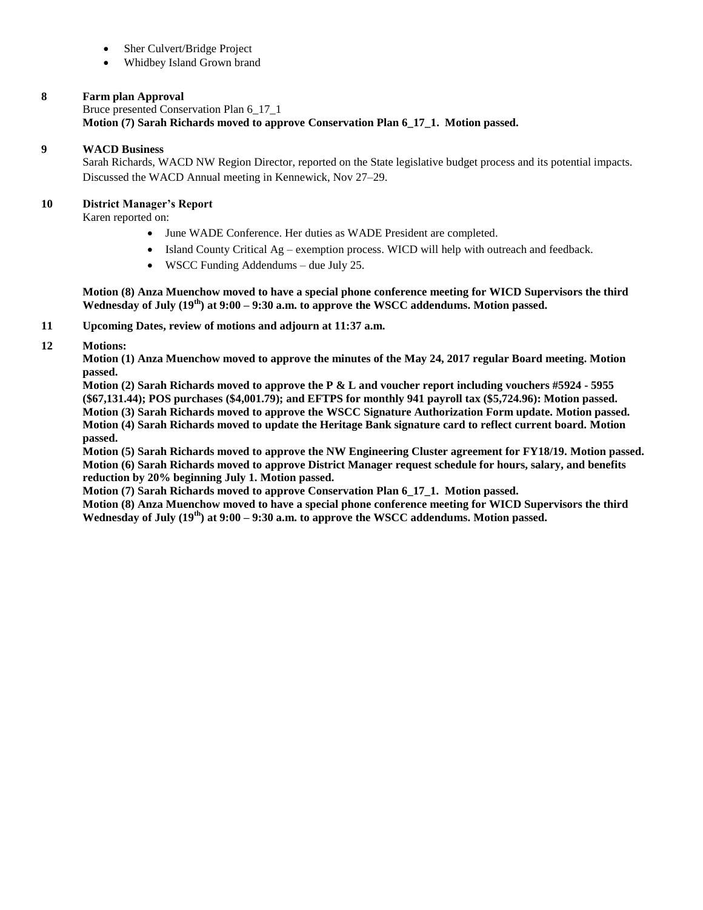- Sher Culvert/Bridge Project
- Whidbey Island Grown brand

**8 Farm plan Approval**

Bruce presented Conservation Plan 6_17_1

**Motion (7) Sarah Richards moved to approve Conservation Plan 6_17_1. Motion passed.**

**9 WACD Business**

Sarah Richards, WACD NW Region Director, reported on the State legislative budget process and its potential impacts. Discussed the WACD Annual meeting in Kennewick, Nov 27–29.

**10 District Manager's Report**

Karen reported on:

- June WADE Conference. Her duties as WADE President are completed.
- Island County Critical Ag – exemption process. WICD will help with outreach and feedback.
- WSCC Funding Addendums – due July 25.

**Motion (8) Anza Muenchow moved to have a special phone conference meeting for WICD Supervisors the third Wednesday of July (19th) at 9:00 – 9:30 a.m. to approve the WSCC addendums. Motion passed.**

**11 Upcoming Dates, review of motions and adjourn at 11:37 a.m.**

**12 Motions:**

**Motion (1) Anza Muenchow moved to approve the minutes of the May 24, 2017 regular Board meeting. Motion passed.**

**Motion (2) Sarah Richards moved to approve the P & L and voucher report including vouchers #5924 - 5955 ($67,131.44); POS purchases ($4,001.79); and EFTPS for monthly 941 payroll tax ($5,724.96): Motion passed.**

**Motion (3) Sarah Richards moved to approve the WSCC Signature Authorization Form update. Motion passed.**

**Motion (4) Sarah Richards moved to update the Heritage Bank signature card to reflect current board. Motion passed.**

**Motion (5) Sarah Richards moved to approve the NW Engineering Cluster agreement for FY18/19. Motion passed.**

**Motion (6) Sarah Richards moved to approve District Manager request schedule for hours, salary, and benefits reduction by 20% beginning July 1. Motion passed.**

**Motion (7) Sarah Richards moved to approve Conservation Plan 6_17_1. Motion passed.**

**Motion (8) Anza Muenchow moved to have a special phone conference meeting for WICD Supervisors the third Wednesday of July (19th) at 9:00 – 9:30 a.m. to approve the WSCC addendums. Motion passed.**